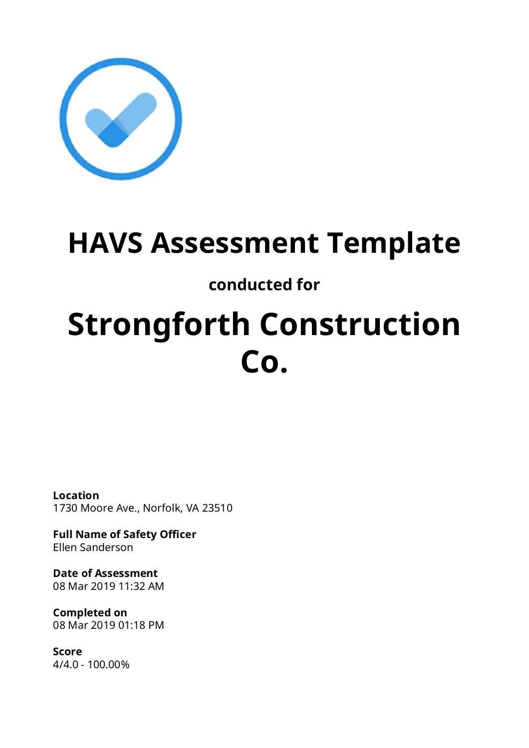# HAVS Assessment Template

**conducted for**

# Strongforth Construction Co.

**Location**
1730 Moore Ave., Norfolk, VA 23510

**Full Name of Safety Officer**
Ellen Sanderson

**Date of Assessment**
08 Mar 2019 11:32 AM

**Completed on**
08 Mar 2019 01:18 PM

**Score**
4/4.0 - 100.00%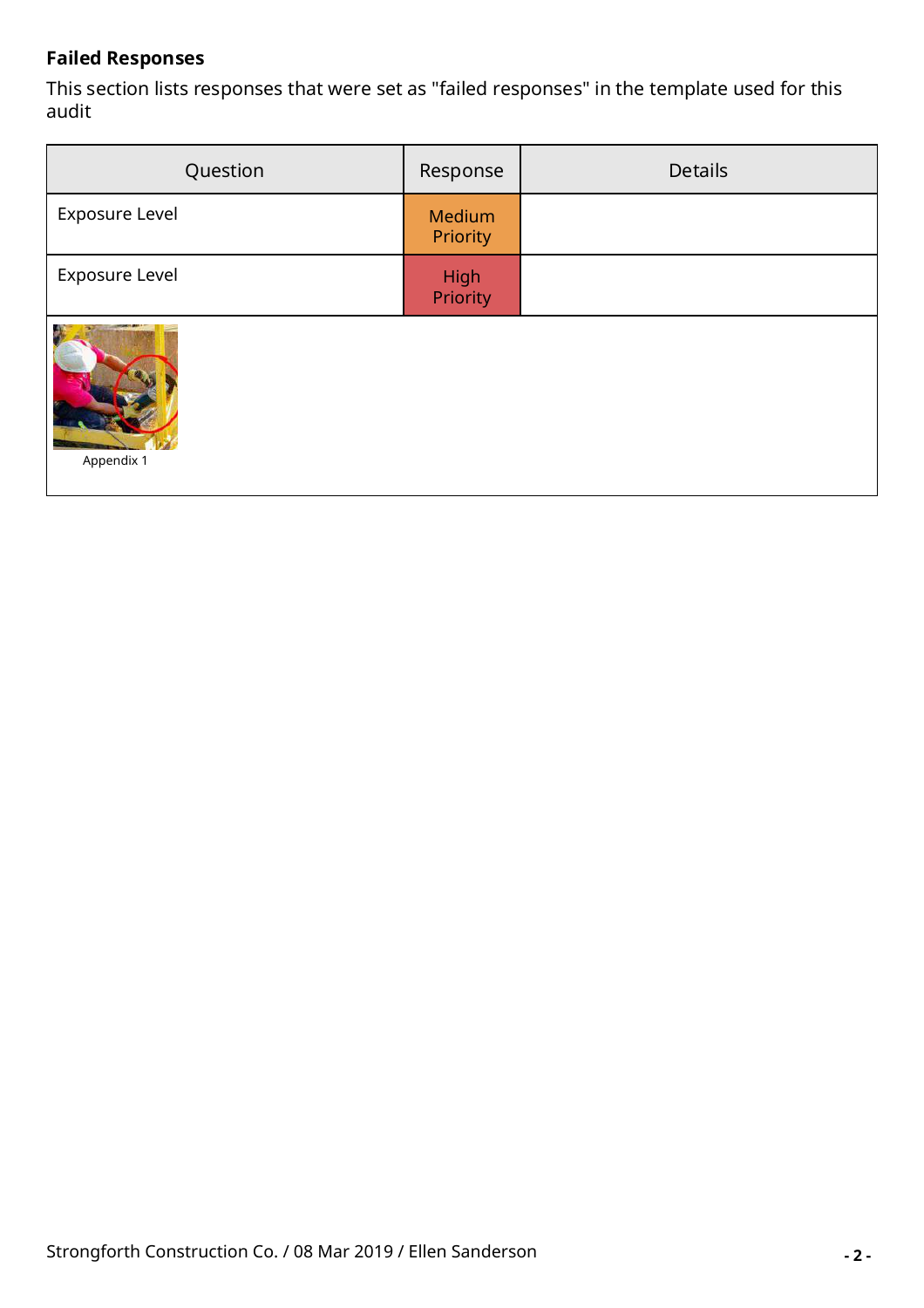**Failed Responses**

This section lists responses that were set as "failed responses" in the template used for this audit

| Question | Response | Details |
| --- | --- | --- |
| Exposure Level | Medium Priority | |
| Exposure Level | High Priority | |

Appendix 1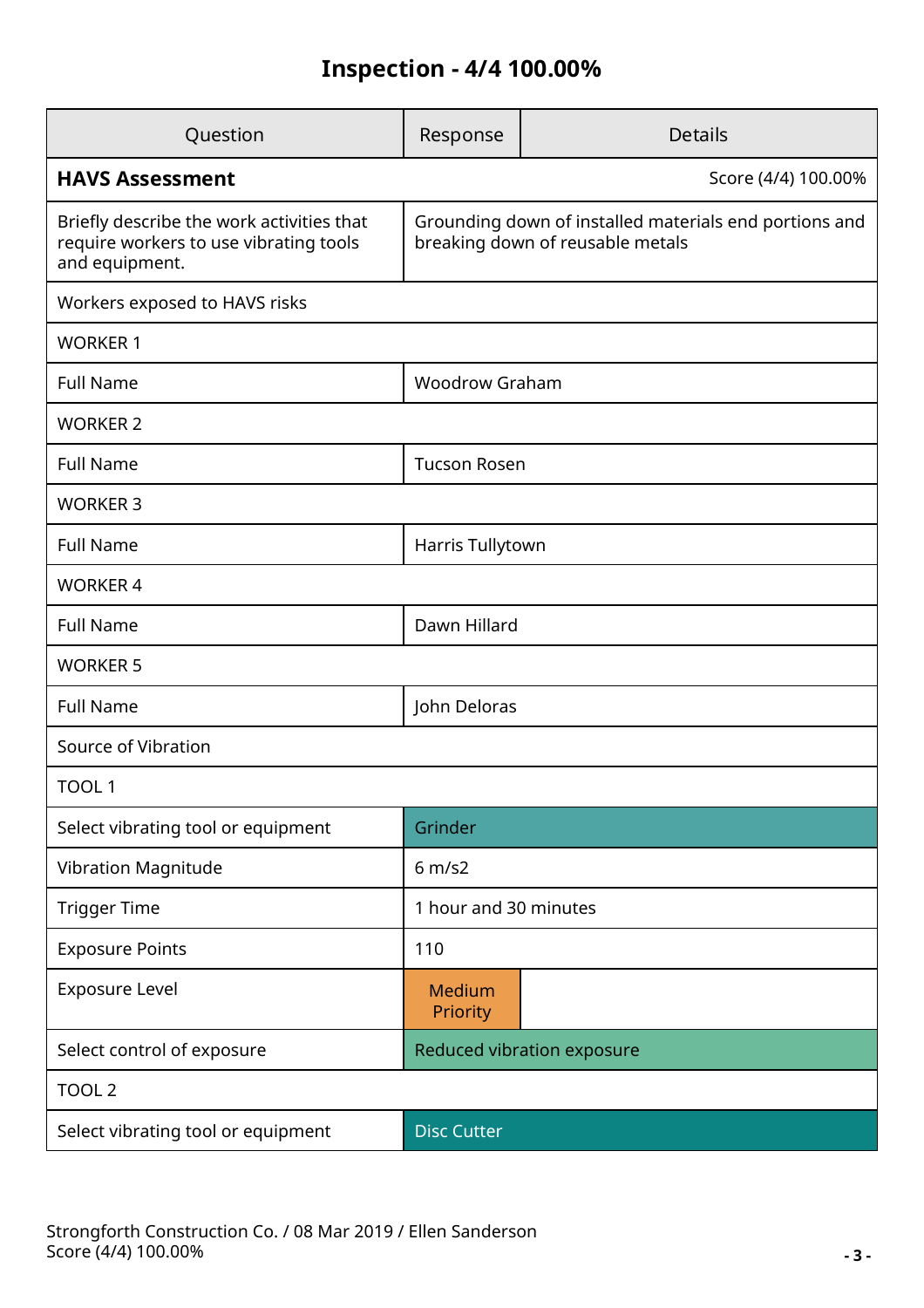# Inspection - 4/4 100.00%

| Question | Response | Details |
| --- | --- | --- |
| **HAVS Assessment** | | Score (4/4) 100.00% |
| Briefly describe the work activities that require workers to use vibrating tools and equipment. | Grounding down of installed materials end portions and breaking down of reusable metals | |
| Workers exposed to HAVS risks | | |
| WORKER 1 | | |
| Full Name | Woodrow Graham | |
| WORKER 2 | | |
| Full Name | Tucson Rosen | |
| WORKER 3 | | |
| Full Name | Harris Tullytown | |
| WORKER 4 | | |
| Full Name | Dawn Hillard | |
| WORKER 5 | | |
| Full Name | John Deloras | |
| Source of Vibration | | |
| TOOL 1 | | |
| Select vibrating tool or equipment | Grinder | |
| Vibration Magnitude | 6 m/s2 | |
| Trigger Time | 1 hour and 30 minutes | |
| Exposure Points | 110 | |
| Exposure Level | Medium Priority | |
| Select control of exposure | Reduced vibration exposure | |
| TOOL 2 | | |
| Select vibrating tool or equipment | Disc Cutter | |

Strongforth Construction Co. / 08 Mar 2019 / Ellen Sanderson
Score (4/4) 100.00%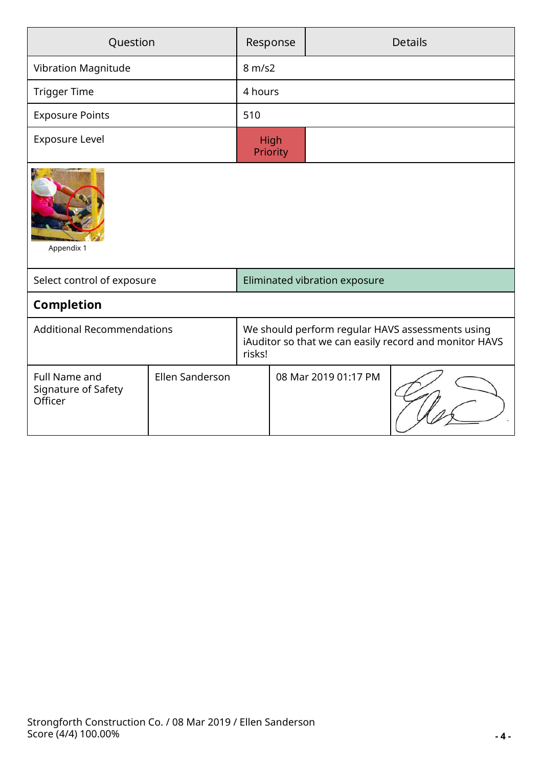| Question | Response | Details |
| --- | --- | --- |
| Vibration Magnitude | 8 m/s2 | |
| Trigger Time | 4 hours | |
| Exposure Points | 510 | |
| Exposure Level | High Priority | |

Appendix 1

| | |
| --- | --- |
| Select control of exposure | Eliminated vibration exposure |

## Completion

| | |
| --- | --- |
| Additional Recommendations | We should perform regular HAVS assessments using iAuditor so that we can easily record and monitor HAVS risks! |

| | | | |
| --- | --- | --- | --- |
| Full Name and Signature of Safety Officer | Ellen Sanderson | 08 Mar 2019 01:17 PM | |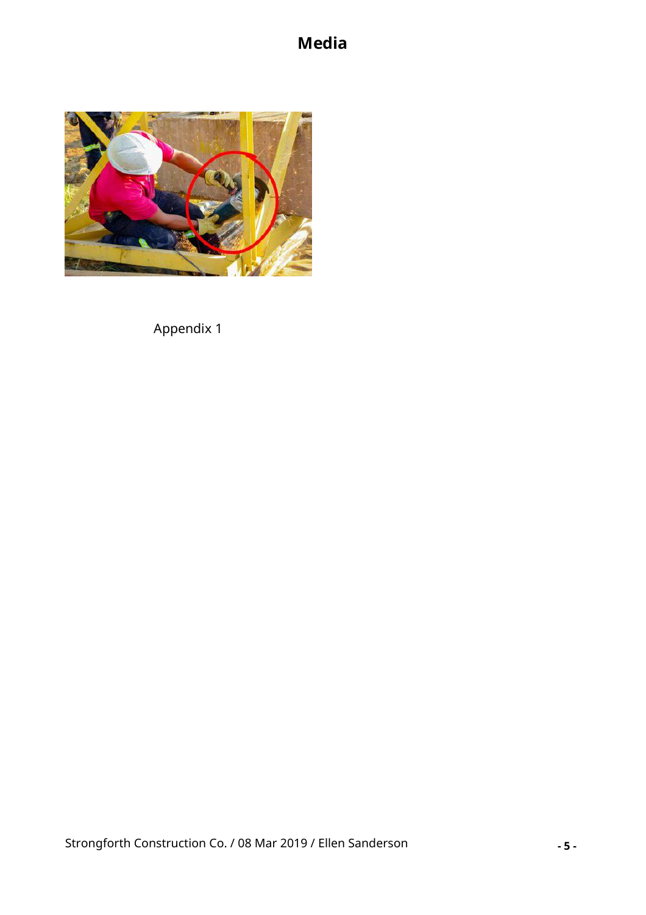# Media

Appendix 1